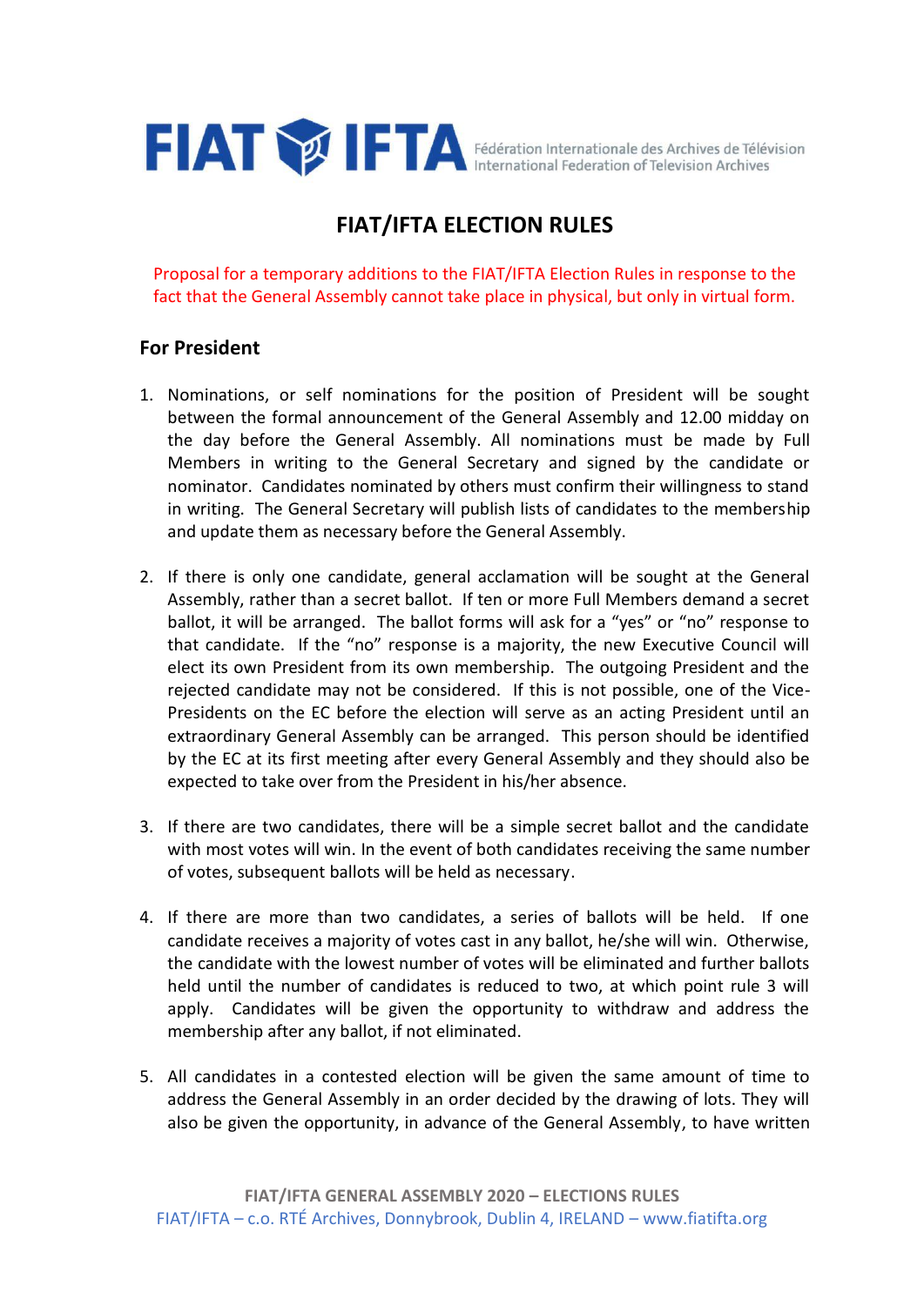FIAT IFTA Fédération Internationale des Archives de Télévision International Federation of Television Archives

# FIAT/IFTA ELECTION RULES

Proposal for a temporary additions to the FIAT/IFTA Election Rules in response to the fact that the General Assembly cannot take place in physical, but only in virtual form.

## For President

1. Nominations, or self nominations for the position of President will be sought between the formal announcement of the General Assembly and 12.00 midday on the day before the General Assembly. All nominations must be made by Full Members in writing to the General Secretary and signed by the candidate or nominator. Candidates nominated by others must confirm their willingness to stand in writing. The General Secretary will publish lists of candidates to the membership and update them as necessary before the General Assembly.

2. If there is only one candidate, general acclamation will be sought at the General Assembly, rather than a secret ballot. If ten or more Full Members demand a secret ballot, it will be arranged. The ballot forms will ask for a "yes" or "no" response to that candidate. If the "no" response is a majority, the new Executive Council will elect its own President from its own membership. The outgoing President and the rejected candidate may not be considered. If this is not possible, one of the Vice-Presidents on the EC before the election will serve as an acting President until an extraordinary General Assembly can be arranged. This person should be identified by the EC at its first meeting after every General Assembly and they should also be expected to take over from the President in his/her absence.

3. If there are two candidates, there will be a simple secret ballot and the candidate with most votes will win. In the event of both candidates receiving the same number of votes, subsequent ballots will be held as necessary.

4. If there are more than two candidates, a series of ballots will be held. If one candidate receives a majority of votes cast in any ballot, he/she will win. Otherwise, the candidate with the lowest number of votes will be eliminated and further ballots held until the number of candidates is reduced to two, at which point rule 3 will apply. Candidates will be given the opportunity to withdraw and address the membership after any ballot, if not eliminated.

5. All candidates in a contested election will be given the same amount of time to address the General Assembly in an order decided by the drawing of lots. They will also be given the opportunity, in advance of the General Assembly, to have written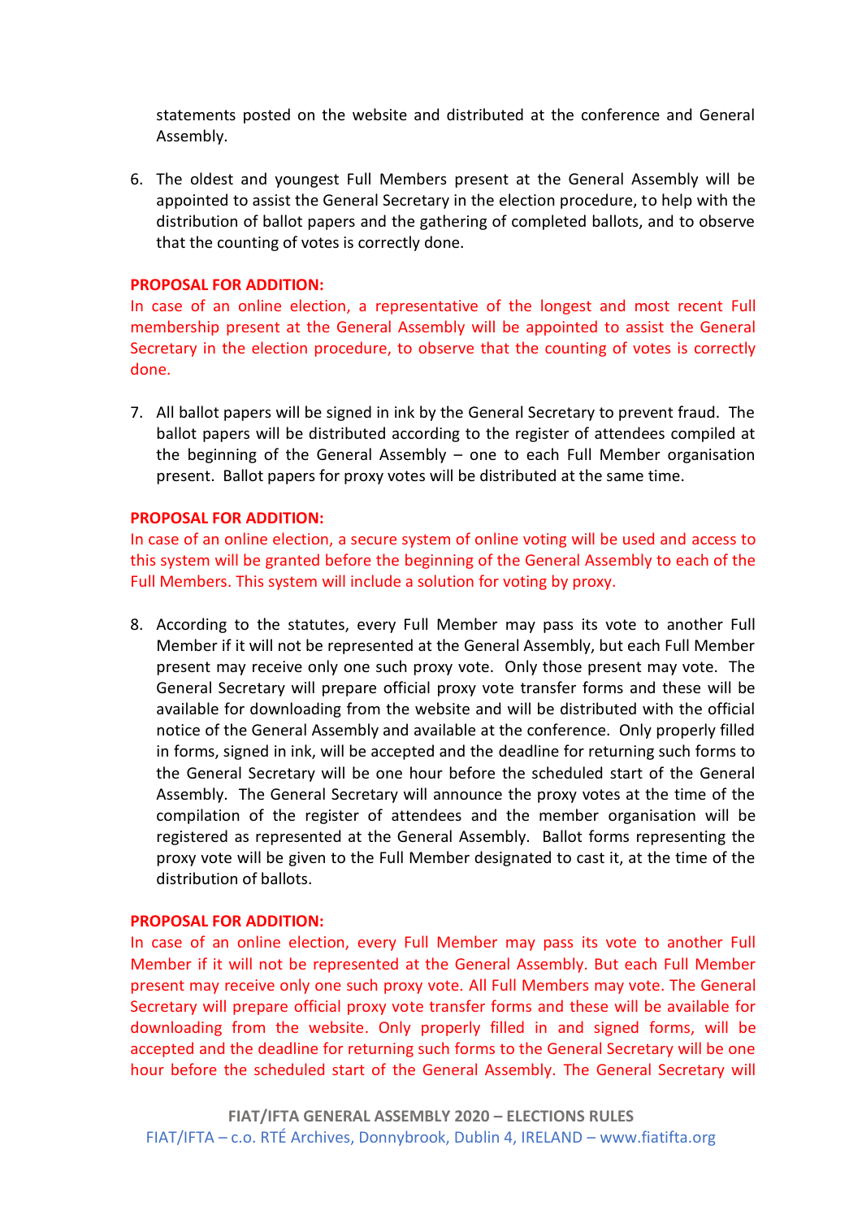statements posted on the website and distributed at the conference and General Assembly.

6. The oldest and youngest Full Members present at the General Assembly will be appointed to assist the General Secretary in the election procedure, to help with the distribution of ballot papers and the gathering of completed ballots, and to observe that the counting of votes is correctly done.

**PROPOSAL FOR ADDITION:**

In case of an online election, a representative of the longest and most recent Full membership present at the General Assembly will be appointed to assist the General Secretary in the election procedure, to observe that the counting of votes is correctly done.

7. All ballot papers will be signed in ink by the General Secretary to prevent fraud. The ballot papers will be distributed according to the register of attendees compiled at the beginning of the General Assembly – one to each Full Member organisation present. Ballot papers for proxy votes will be distributed at the same time.

**PROPOSAL FOR ADDITION:**

In case of an online election, a secure system of online voting will be used and access to this system will be granted before the beginning of the General Assembly to each of the Full Members. This system will include a solution for voting by proxy.

8. According to the statutes, every Full Member may pass its vote to another Full Member if it will not be represented at the General Assembly, but each Full Member present may receive only one such proxy vote. Only those present may vote. The General Secretary will prepare official proxy vote transfer forms and these will be available for downloading from the website and will be distributed with the official notice of the General Assembly and available at the conference. Only properly filled in forms, signed in ink, will be accepted and the deadline for returning such forms to the General Secretary will be one hour before the scheduled start of the General Assembly. The General Secretary will announce the proxy votes at the time of the compilation of the register of attendees and the member organisation will be registered as represented at the General Assembly. Ballot forms representing the proxy vote will be given to the Full Member designated to cast it, at the time of the distribution of ballots.

**PROPOSAL FOR ADDITION:**

In case of an online election, every Full Member may pass its vote to another Full Member if it will not be represented at the General Assembly. But each Full Member present may receive only one such proxy vote. All Full Members may vote. The General Secretary will prepare official proxy vote transfer forms and these will be available for downloading from the website. Only properly filled in and signed forms, will be accepted and the deadline for returning such forms to the General Secretary will be one hour before the scheduled start of the General Assembly. The General Secretary will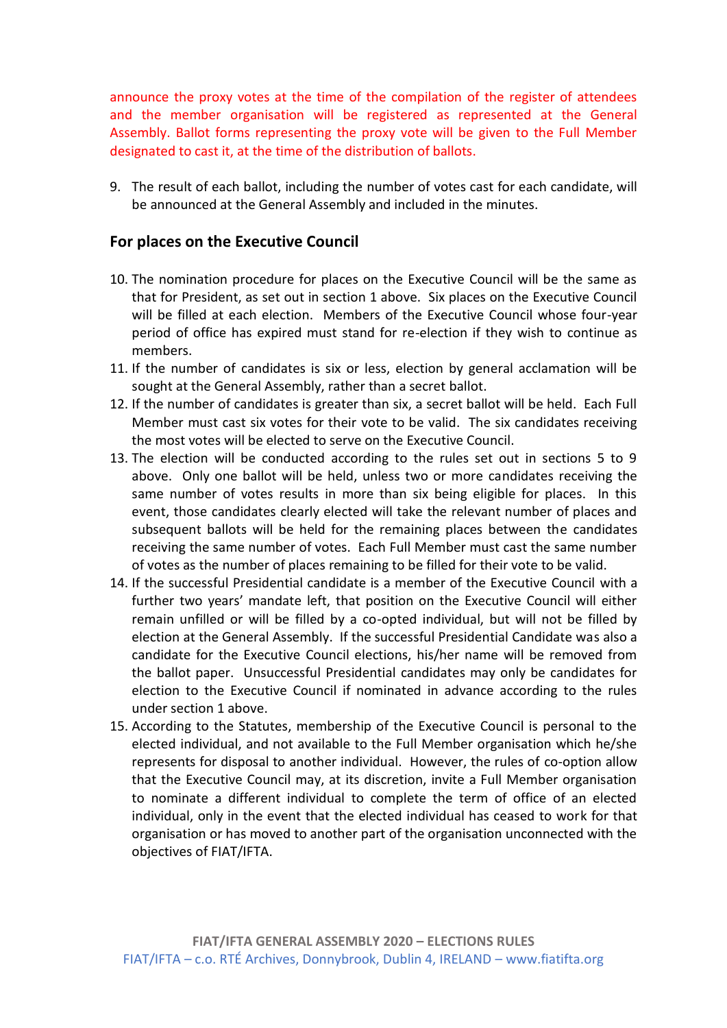announce the proxy votes at the time of the compilation of the register of attendees and the member organisation will be registered as represented at the General Assembly. Ballot forms representing the proxy vote will be given to the Full Member designated to cast it, at the time of the distribution of ballots.

9. The result of each ballot, including the number of votes cast for each candidate, will be announced at the General Assembly and included in the minutes.

## For places on the Executive Council

10. The nomination procedure for places on the Executive Council will be the same as that for President, as set out in section 1 above. Six places on the Executive Council will be filled at each election. Members of the Executive Council whose four-year period of office has expired must stand for re-election if they wish to continue as members.
11. If the number of candidates is six or less, election by general acclamation will be sought at the General Assembly, rather than a secret ballot.
12. If the number of candidates is greater than six, a secret ballot will be held. Each Full Member must cast six votes for their vote to be valid. The six candidates receiving the most votes will be elected to serve on the Executive Council.
13. The election will be conducted according to the rules set out in sections 5 to 9 above. Only one ballot will be held, unless two or more candidates receiving the same number of votes results in more than six being eligible for places. In this event, those candidates clearly elected will take the relevant number of places and subsequent ballots will be held for the remaining places between the candidates receiving the same number of votes. Each Full Member must cast the same number of votes as the number of places remaining to be filled for their vote to be valid.
14. If the successful Presidential candidate is a member of the Executive Council with a further two years' mandate left, that position on the Executive Council will either remain unfilled or will be filled by a co-opted individual, but will not be filled by election at the General Assembly. If the successful Presidential Candidate was also a candidate for the Executive Council elections, his/her name will be removed from the ballot paper. Unsuccessful Presidential candidates may only be candidates for election to the Executive Council if nominated in advance according to the rules under section 1 above.
15. According to the Statutes, membership of the Executive Council is personal to the elected individual, and not available to the Full Member organisation which he/she represents for disposal to another individual. However, the rules of co-option allow that the Executive Council may, at its discretion, invite a Full Member organisation to nominate a different individual to complete the term of office of an elected individual, only in the event that the elected individual has ceased to work for that organisation or has moved to another part of the organisation unconnected with the objectives of FIAT/IFTA.